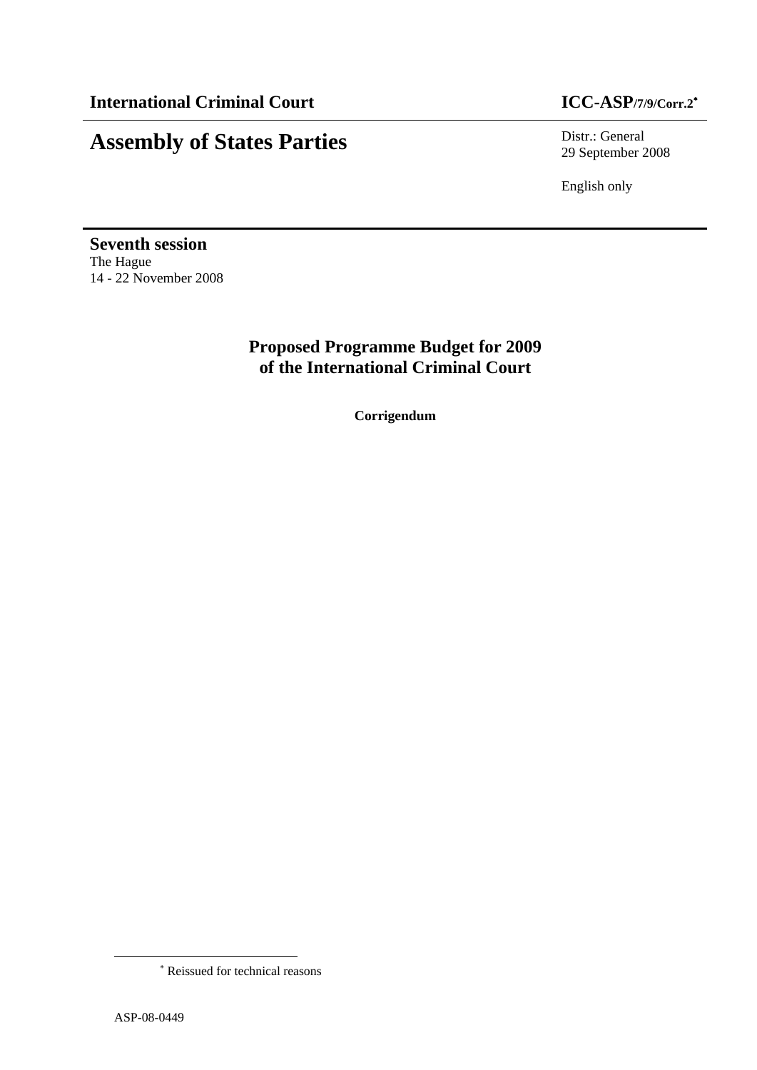**International Criminal Court** **ICC-ASP/7/9/Corr.2**[*]

# Assembly of States Parties

Distr.: General
29 September 2008

English only

**Seventh session**
The Hague
14 - 22 November 2008

## Proposed Programme Budget for 2009 of the International Criminal Court

**Corrigendum**

[*] Reissued for technical reasons

ASP-08-0449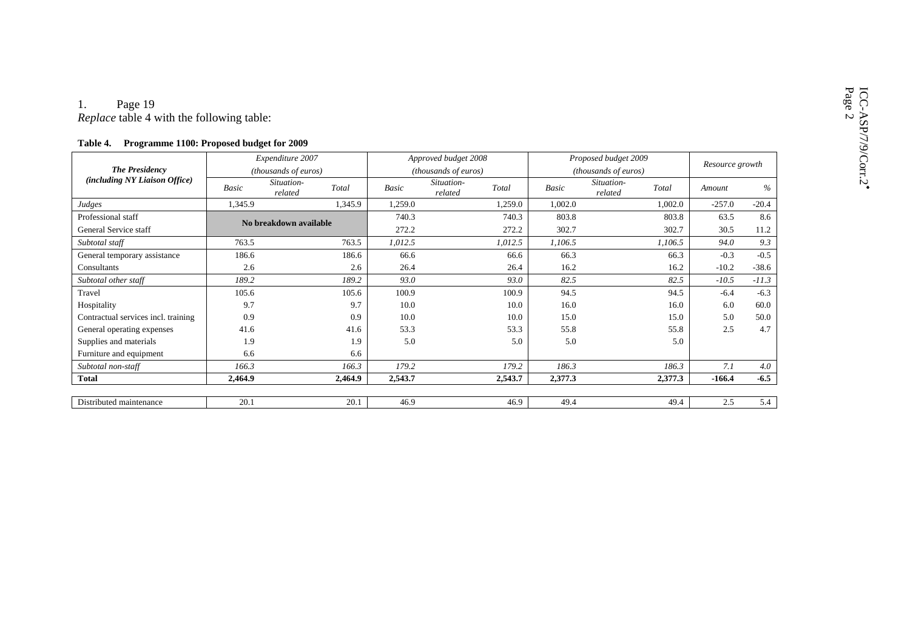1. Page 19

*Replace* table 4 with the following table:

**Table 4. Programme 1100: Proposed budget for 2009**

| *The Presidency (including NY Liaison Office)* | *Expenditure 2007 (thousands of euros)* | | | *Approved budget 2008 (thousands of euros)* | | | *Proposed budget 2009 (thousands of euros)* | | | *Resource growth* | |
|---|---|---|---|---|---|---|---|---|---|---|---|
| | *Basic* | *Situation-related* | *Total* | *Basic* | *Situation-related* | *Total* | *Basic* | *Situation-related* | *Total* | *Amount* | *%* |
| *Judges* | 1,345.9 | | 1,345.9 | 1,259.0 | | 1,259.0 | 1,002.0 | | 1,002.0 | -257.0 | -20.4 |
| Professional staff | **No breakdown available** | | | 740.3 | | 740.3 | 803.8 | | 803.8 | 63.5 | 8.6 |
| General Service staff | | | | 272.2 | | 272.2 | 302.7 | | 302.7 | 30.5 | 11.2 |
| *Subtotal staff* | 763.5 | | 763.5 | *1,012.5* | | *1,012.5* | *1,106.5* | | *1,106.5* | *94.0* | *9.3* |
| General temporary assistance | 186.6 | | 186.6 | 66.6 | | 66.6 | 66.3 | | 66.3 | -0.3 | -0.5 |
| Consultants | 2.6 | | 2.6 | 26.4 | | 26.4 | 16.2 | | 16.2 | -10.2 | -38.6 |
| *Subtotal other staff* | *189.2* | | *189.2* | *93.0* | | *93.0* | *82.5* | | *82.5* | *-10.5* | *-11.3* |
| Travel | 105.6 | | 105.6 | 100.9 | | 100.9 | 94.5 | | 94.5 | -6.4 | -6.3 |
| Hospitality | 9.7 | | 9.7 | 10.0 | | 10.0 | 16.0 | | 16.0 | 6.0 | 60.0 |
| Contractual services incl. training | 0.9 | | 0.9 | 10.0 | | 10.0 | 15.0 | | 15.0 | 5.0 | 50.0 |
| General operating expenses | 41.6 | | 41.6 | 53.3 | | 53.3 | 55.8 | | 55.8 | 2.5 | 4.7 |
| Supplies and materials | 1.9 | | 1.9 | 5.0 | | 5.0 | 5.0 | | 5.0 | | |
| Furniture and equipment | 6.6 | | 6.6 | | | | | | | | |
| *Subtotal non-staff* | *166.3* | | *166.3* | *179.2* | | *179.2* | *186.3* | | *186.3* | *7.1* | *4.0* |
| **Total** | **2,464.9** | | **2,464.9** | **2,543.7** | | **2,543.7** | **2,377.3** | | **2,377.3** | **-166.4** | **-6.5** |
| | | | | | | | | | | | |
| Distributed maintenance | 20.1 | | 20.1 | 46.9 | | 46.9 | 49.4 | | 49.4 | 2.5 | 5.4 |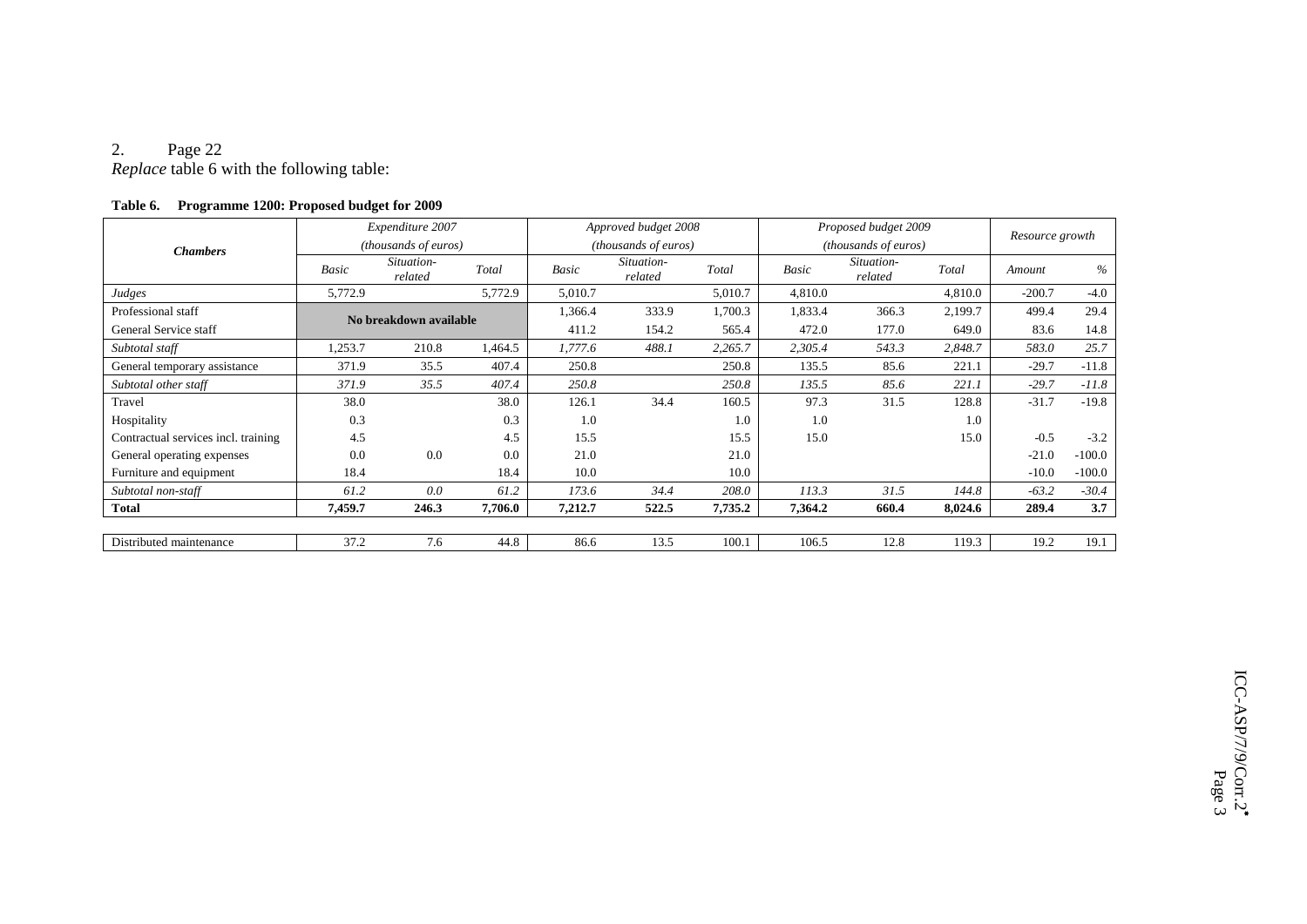2. Page 22
*Replace* table 6 with the following table:

**Table 6. Programme 1200: Proposed budget for 2009**

| Chambers | Expenditure 2007 (thousands of euros) | | | Approved budget 2008 (thousands of euros) | | | Proposed budget 2009 (thousands of euros) | | | Resource growth | |
|---|---|---|---|---|---|---|---|---|---|---|---|
| | *Basic* | *Situation-related* | *Total* | *Basic* | *Situation-related* | *Total* | *Basic* | *Situation-related* | *Total* | *Amount* | *%* |
| *Judges* | 5,772.9 | | 5,772.9 | 5,010.7 | | 5,010.7 | 4,810.0 | | 4,810.0 | -200.7 | -4.0 |
| Professional staff | **No breakdown available** | | | 1,366.4 | 333.9 | 1,700.3 | 1,833.4 | 366.3 | 2,199.7 | 499.4 | 29.4 |
| General Service staff | | | | 411.2 | 154.2 | 565.4 | 472.0 | 177.0 | 649.0 | 83.6 | 14.8 |
| *Subtotal staff* | 1,253.7 | 210.8 | 1,464.5 | *1,777.6* | *488.1* | *2,265.7* | *2,305.4* | *543.3* | *2,848.7* | *583.0* | *25.7* |
| General temporary assistance | 371.9 | 35.5 | 407.4 | 250.8 | | 250.8 | 135.5 | 85.6 | 221.1 | -29.7 | -11.8 |
| *Subtotal other staff* | *371.9* | *35.5* | *407.4* | *250.8* | | *250.8* | *135.5* | *85.6* | *221.1* | *-29.7* | *-11.8* |
| Travel | 38.0 | | 38.0 | 126.1 | 34.4 | 160.5 | 97.3 | 31.5 | 128.8 | -31.7 | -19.8 |
| Hospitality | 0.3 | | 0.3 | 1.0 | | 1.0 | 1.0 | | 1.0 | | |
| Contractual services incl. training | 4.5 | | 4.5 | 15.5 | | 15.5 | 15.0 | | 15.0 | -0.5 | -3.2 |
| General operating expenses | 0.0 | 0.0 | 0.0 | 21.0 | | 21.0 | | | | -21.0 | -100.0 |
| Furniture and equipment | 18.4 | | 18.4 | 10.0 | | 10.0 | | | | -10.0 | -100.0 |
| *Subtotal non-staff* | *61.2* | *0.0* | *61.2* | *173.6* | *34.4* | *208.0* | *113.3* | *31.5* | *144.8* | *-63.2* | *-30.4* |
| **Total** | **7,459.7** | **246.3** | **7,706.0** | **7,212.7** | **522.5** | **7,735.2** | **7,364.2** | **660.4** | **8,024.6** | **289.4** | **3.7** |
| | | | | | | | | | | | |
| Distributed maintenance | 37.2 | 7.6 | 44.8 | 86.6 | 13.5 | 100.1 | 106.5 | 12.8 | 119.3 | 19.2 | 19.1 |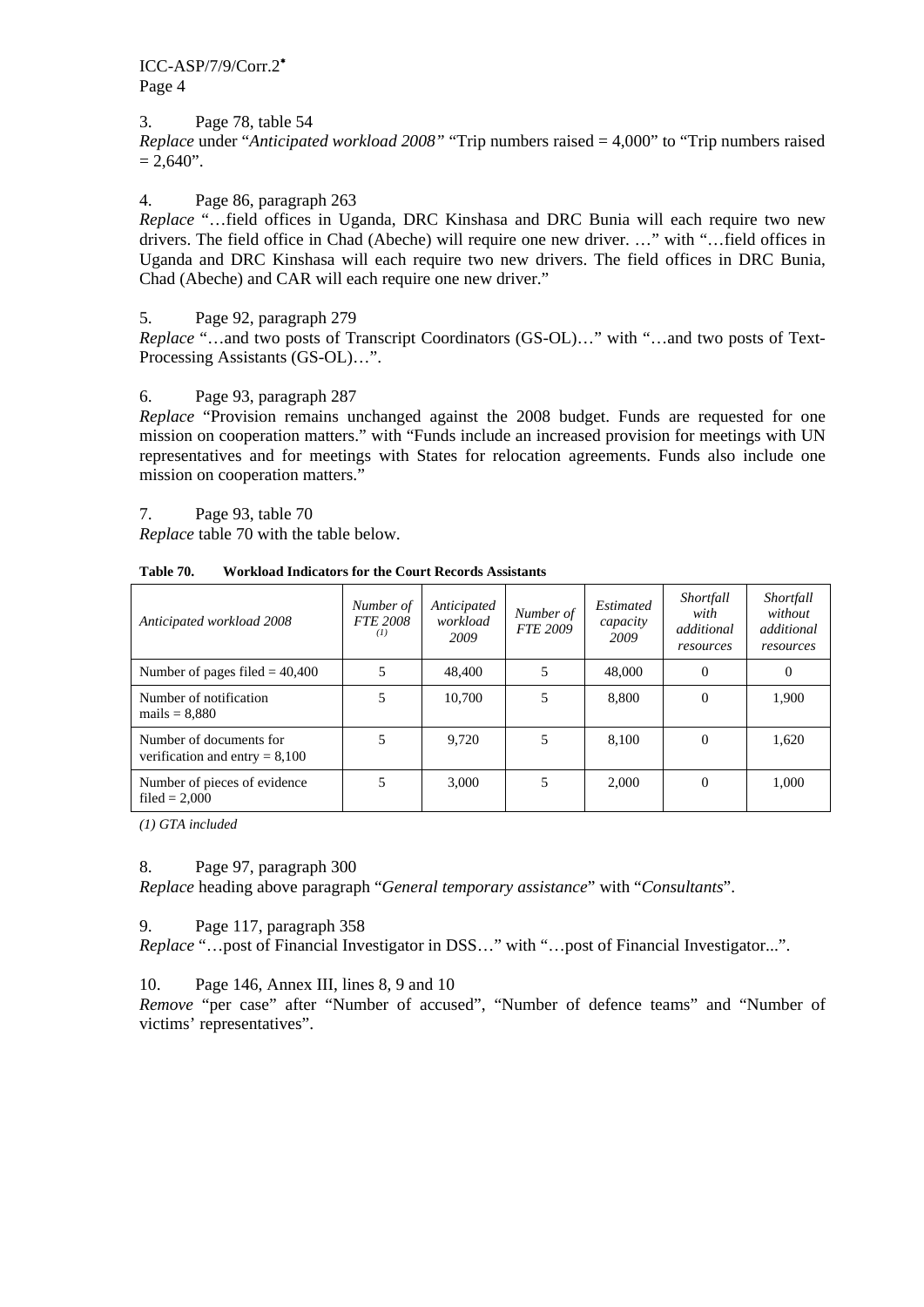3. Page 78, table 54

*Replace* under "*Anticipated workload 2008"* "Trip numbers raised = 4,000" to "Trip numbers raised = 2,640".

4. Page 86, paragraph 263

*Replace* "…field offices in Uganda, DRC Kinshasa and DRC Bunia will each require two new drivers. The field office in Chad (Abeche) will require one new driver. …" with "…field offices in Uganda and DRC Kinshasa will each require two new drivers. The field offices in DRC Bunia, Chad (Abeche) and CAR will each require one new driver."

5. Page 92, paragraph 279

*Replace* "…and two posts of Transcript Coordinators (GS-OL)…" with "…and two posts of Text-Processing Assistants (GS-OL)…".

6. Page 93, paragraph 287

*Replace* "Provision remains unchanged against the 2008 budget. Funds are requested for one mission on cooperation matters." with "Funds include an increased provision for meetings with UN representatives and for meetings with States for relocation agreements. Funds also include one mission on cooperation matters."

7. Page 93, table 70

*Replace* table 70 with the table below.

**Table 70. Workload Indicators for the Court Records Assistants**

| *Anticipated workload 2008* | *Number of FTE 2008* (1) | *Anticipated workload 2009* | *Number of FTE 2009* | *Estimated capacity 2009* | *Shortfall with additional resources* | *Shortfall without additional resources* |
|---|---|---|---|---|---|---|
| Number of pages filed = 40,400 | 5 | 48,400 | 5 | 48,000 | 0 | 0 |
| Number of notification mails = 8,880 | 5 | 10,700 | 5 | 8,800 | 0 | 1,900 |
| Number of documents for verification and entry = 8,100 | 5 | 9,720 | 5 | 8,100 | 0 | 1,620 |
| Number of pieces of evidence filed = 2,000 | 5 | 3,000 | 5 | 2,000 | 0 | 1,000 |

*(1) GTA included*

8. Page 97, paragraph 300

*Replace* heading above paragraph "*General temporary assistance*" with "*Consultants*".

9. Page 117, paragraph 358

*Replace* "…post of Financial Investigator in DSS…" with "…post of Financial Investigator...".

10. Page 146, Annex III, lines 8, 9 and 10

*Remove* "per case" after "Number of accused", "Number of defence teams" and "Number of victims' representatives".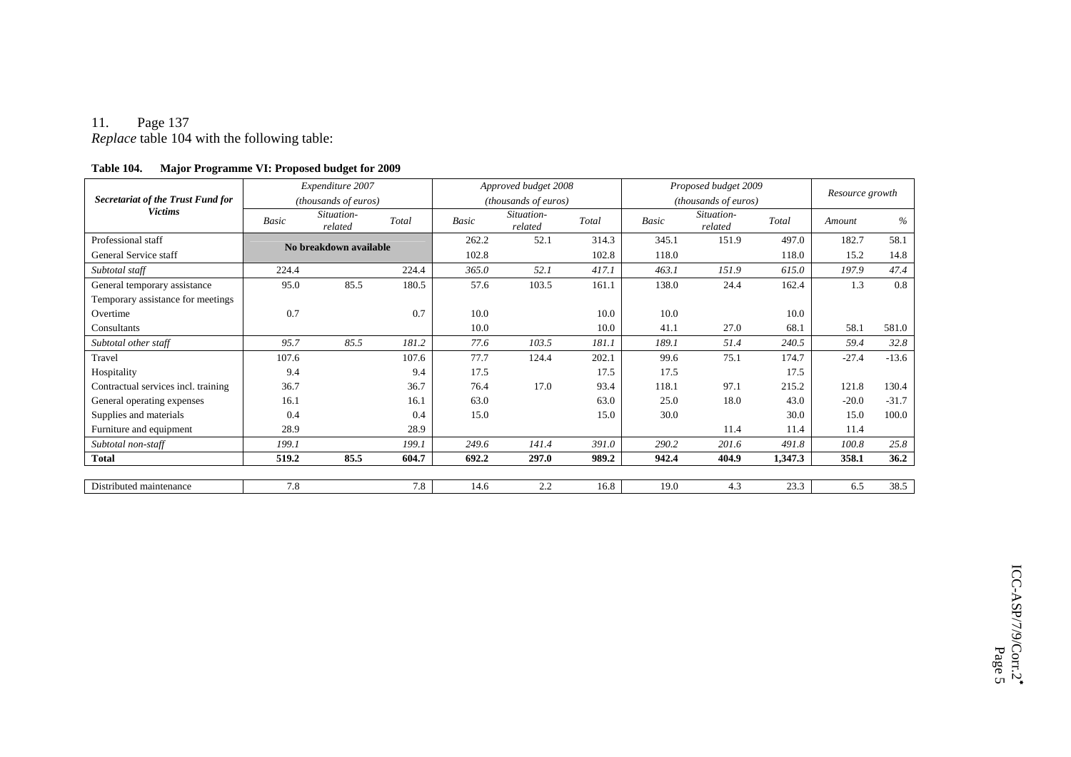11. Page 137

*Replace* table 104 with the following table:

**Table 104. Major Programme VI: Proposed budget for 2009**

| Secretariat of the Trust Fund for Victims | Expenditure 2007 (thousands of euros) | | | Approved budget 2008 (thousands of euros) | | | Proposed budget 2009 (thousands of euros) | | | Resource growth | |
|---|---|---|---|---|---|---|---|---|---|---|---|
| | Basic | Situation-related | Total | Basic | Situation-related | Total | Basic | Situation-related | Total | Amount | % |
| Professional staff | No breakdown available | | | 262.2 | 52.1 | 314.3 | 345.1 | 151.9 | 497.0 | 182.7 | 58.1 |
| General Service staff | | | | 102.8 | | 102.8 | 118.0 | | 118.0 | 15.2 | 14.8 |
| *Subtotal staff* | 224.4 | | 224.4 | *365.0* | *52.1* | *417.1* | *463.1* | *151.9* | *615.0* | *197.9* | *47.4* |
| General temporary assistance | 95.0 | 85.5 | 180.5 | 57.6 | 103.5 | 161.1 | 138.0 | 24.4 | 162.4 | 1.3 | 0.8 |
| Temporary assistance for meetings | | | | | | | | | | | |
| Overtime | 0.7 | | 0.7 | 10.0 | | 10.0 | 10.0 | | 10.0 | | |
| Consultants | | | | 10.0 | | 10.0 | 41.1 | 27.0 | 68.1 | 58.1 | 581.0 |
| *Subtotal other staff* | *95.7* | *85.5* | *181.2* | *77.6* | *103.5* | *181.1* | *189.1* | *51.4* | *240.5* | *59.4* | *32.8* |
| Travel | 107.6 | | 107.6 | 77.7 | 124.4 | 202.1 | 99.6 | 75.1 | 174.7 | -27.4 | -13.6 |
| Hospitality | 9.4 | | 9.4 | 17.5 | | 17.5 | 17.5 | | 17.5 | | |
| Contractual services incl. training | 36.7 | | 36.7 | 76.4 | 17.0 | 93.4 | 118.1 | 97.1 | 215.2 | 121.8 | 130.4 |
| General operating expenses | 16.1 | | 16.1 | 63.0 | | 63.0 | 25.0 | 18.0 | 43.0 | -20.0 | -31.7 |
| Supplies and materials | 0.4 | | 0.4 | 15.0 | | 15.0 | 30.0 | | 30.0 | 15.0 | 100.0 |
| Furniture and equipment | 28.9 | | 28.9 | | | | | 11.4 | 11.4 | 11.4 | |
| *Subtotal non-staff* | *199.1* | | *199.1* | *249.6* | *141.4* | *391.0* | *290.2* | *201.6* | *491.8* | *100.8* | *25.8* |
| **Total** | **519.2** | **85.5** | **604.7** | **692.2** | **297.0** | **989.2** | **942.4** | **404.9** | **1,347.3** | **358.1** | **36.2** |
| | | | | | | | | | | | |
| Distributed maintenance | 7.8 | | 7.8 | 14.6 | 2.2 | 16.8 | 19.0 | 4.3 | 23.3 | 6.5 | 38.5 |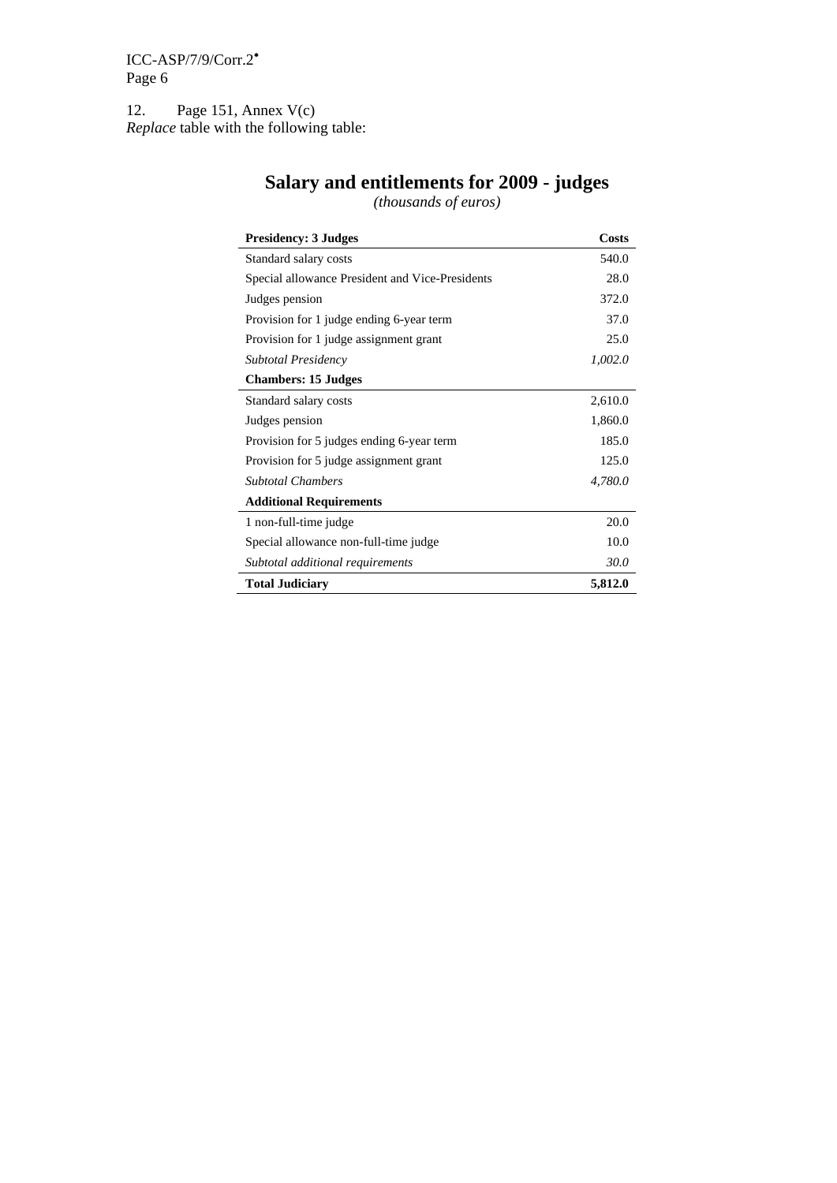12. Page 151, Annex V(c)
*Replace* table with the following table:

## Salary and entitlements for 2009 - judges

*(thousands of euros)*

| **Presidency: 3 Judges** | **Costs** |
|---|---|
| Standard salary costs | 540.0 |
| Special allowance President and Vice-Presidents | 28.0 |
| Judges pension | 372.0 |
| Provision for 1 judge ending 6-year term | 37.0 |
| Provision for 1 judge assignment grant | 25.0 |
| *Subtotal Presidency* | *1,002.0* |
| **Chambers: 15 Judges** | |
| Standard salary costs | 2,610.0 |
| Judges pension | 1,860.0 |
| Provision for 5 judges ending 6-year term | 185.0 |
| Provision for 5 judge assignment grant | 125.0 |
| *Subtotal Chambers* | *4,780.0* |
| **Additional Requirements** | |
| 1 non-full-time judge | 20.0 |
| Special allowance non-full-time judge | 10.0 |
| *Subtotal additional requirements* | *30.0* |
| **Total Judiciary** | **5,812.0** |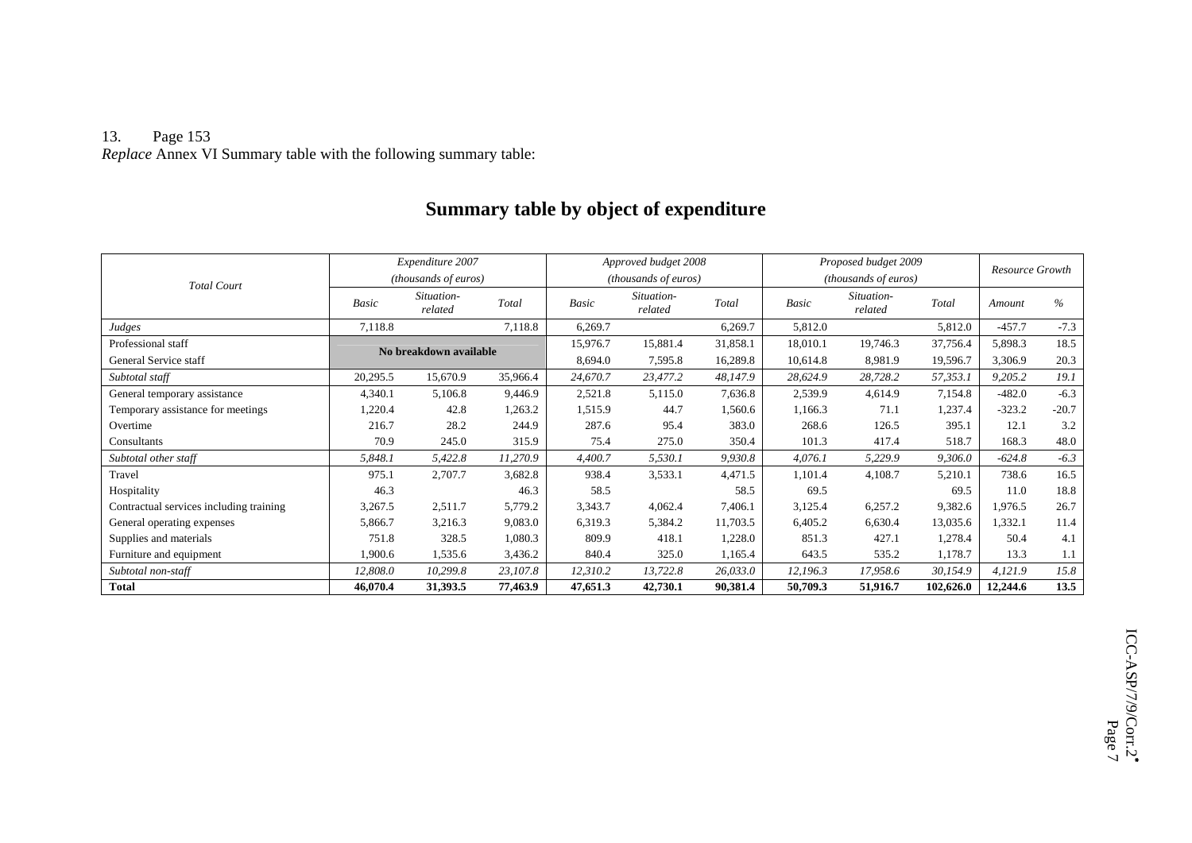13. Page 153

*Replace* Annex VI Summary table with the following summary table:

# Summary table by object of expenditure

| Total Court | Expenditure 2007 (thousands of euros) | | | Approved budget 2008 (thousands of euros) | | | Proposed budget 2009 (thousands of euros) | | | Resource Growth | |
|---|---|---|---|---|---|---|---|---|---|---|---|
| | *Basic* | *Situation-related* | *Total* | *Basic* | *Situation-related* | *Total* | *Basic* | *Situation-related* | *Total* | *Amount* | *%* |
| *Judges* | 7,118.8 | | 7,118.8 | 6,269.7 | | 6,269.7 | 5,812.0 | | 5,812.0 | -457.7 | -7.3 |
| Professional staff | **No breakdown available** | | | 15,976.7 | 15,881.4 | 31,858.1 | 18,010.1 | 19,746.3 | 37,756.4 | 5,898.3 | 18.5 |
| General Service staff | | | | 8,694.0 | 7,595.8 | 16,289.8 | 10,614.8 | 8,981.9 | 19,596.7 | 3,306.9 | 20.3 |
| *Subtotal staff* | 20,295.5 | 15,670.9 | 35,966.4 | *24,670.7* | *23,477.2* | *48,147.9* | *28,624.9* | *28,728.2* | *57,353.1* | *9,205.2* | *19.1* |
| General temporary assistance | 4,340.1 | 5,106.8 | 9,446.9 | 2,521.8 | 5,115.0 | 7,636.8 | 2,539.9 | 4,614.9 | 7,154.8 | -482.0 | -6.3 |
| Temporary assistance for meetings | 1,220.4 | 42.8 | 1,263.2 | 1,515.9 | 44.7 | 1,560.6 | 1,166.3 | 71.1 | 1,237.4 | -323.2 | -20.7 |
| Overtime | 216.7 | 28.2 | 244.9 | 287.6 | 95.4 | 383.0 | 268.6 | 126.5 | 395.1 | 12.1 | 3.2 |
| Consultants | 70.9 | 245.0 | 315.9 | 75.4 | 275.0 | 350.4 | 101.3 | 417.4 | 518.7 | 168.3 | 48.0 |
| *Subtotal other staff* | *5,848.1* | *5,422.8* | *11,270.9* | *4,400.7* | *5,530.1* | *9,930.8* | *4,076.1* | *5,229.9* | *9,306.0* | *-624.8* | *-6.3* |
| Travel | 975.1 | 2,707.7 | 3,682.8 | 938.4 | 3,533.1 | 4,471.5 | 1,101.4 | 4,108.7 | 5,210.1 | 738.6 | 16.5 |
| Hospitality | 46.3 | | 46.3 | 58.5 | | 58.5 | 69.5 | | 69.5 | 11.0 | 18.8 |
| Contractual services including training | 3,267.5 | 2,511.7 | 5,779.2 | 3,343.7 | 4,062.4 | 7,406.1 | 3,125.4 | 6,257.2 | 9,382.6 | 1,976.5 | 26.7 |
| General operating expenses | 5,866.7 | 3,216.3 | 9,083.0 | 6,319.3 | 5,384.2 | 11,703.5 | 6,405.2 | 6,630.4 | 13,035.6 | 1,332.1 | 11.4 |
| Supplies and materials | 751.8 | 328.5 | 1,080.3 | 809.9 | 418.1 | 1,228.0 | 851.3 | 427.1 | 1,278.4 | 50.4 | 4.1 |
| Furniture and equipment | 1,900.6 | 1,535.6 | 3,436.2 | 840.4 | 325.0 | 1,165.4 | 643.5 | 535.2 | 1,178.7 | 13.3 | 1.1 |
| *Subtotal non-staff* | *12,808.0* | *10,299.8* | *23,107.8* | *12,310.2* | *13,722.8* | *26,033.0* | *12,196.3* | *17,958.6* | *30,154.9* | *4,121.9* | *15.8* |
| **Total** | **46,070.4** | **31,393.5** | **77,463.9** | **47,651.3** | **42,730.1** | **90,381.4** | **50,709.3** | **51,916.7** | **102,626.0** | **12,244.6** | **13.5** |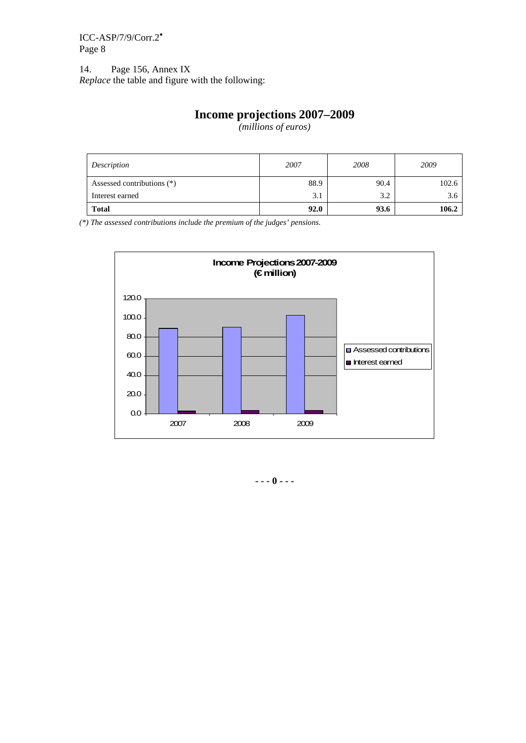14. Page 156, Annex IX

*Replace* the table and figure with the following:

## Income projections 2007–2009

*(millions of euros)*

| *Description* | *2007* | *2008* | *2009* |
|---|---|---|---|
| Assessed contributions (*) | 88.9 | 90.4 | 102.6 |
| Interest earned | 3.1 | 3.2 | 3.6 |
| **Total** | **92.0** | **93.6** | **106.2** |

*(*) The assessed contributions include the premium of the judges' pensions.*

**Income Projections 2007-2009**
**(€ million)**

120.0
100.0
80.0
60.0
40.0
20.0
0.0

2007
2008
2009

Assessed contributions
Interest earned

- - - 0 - - -